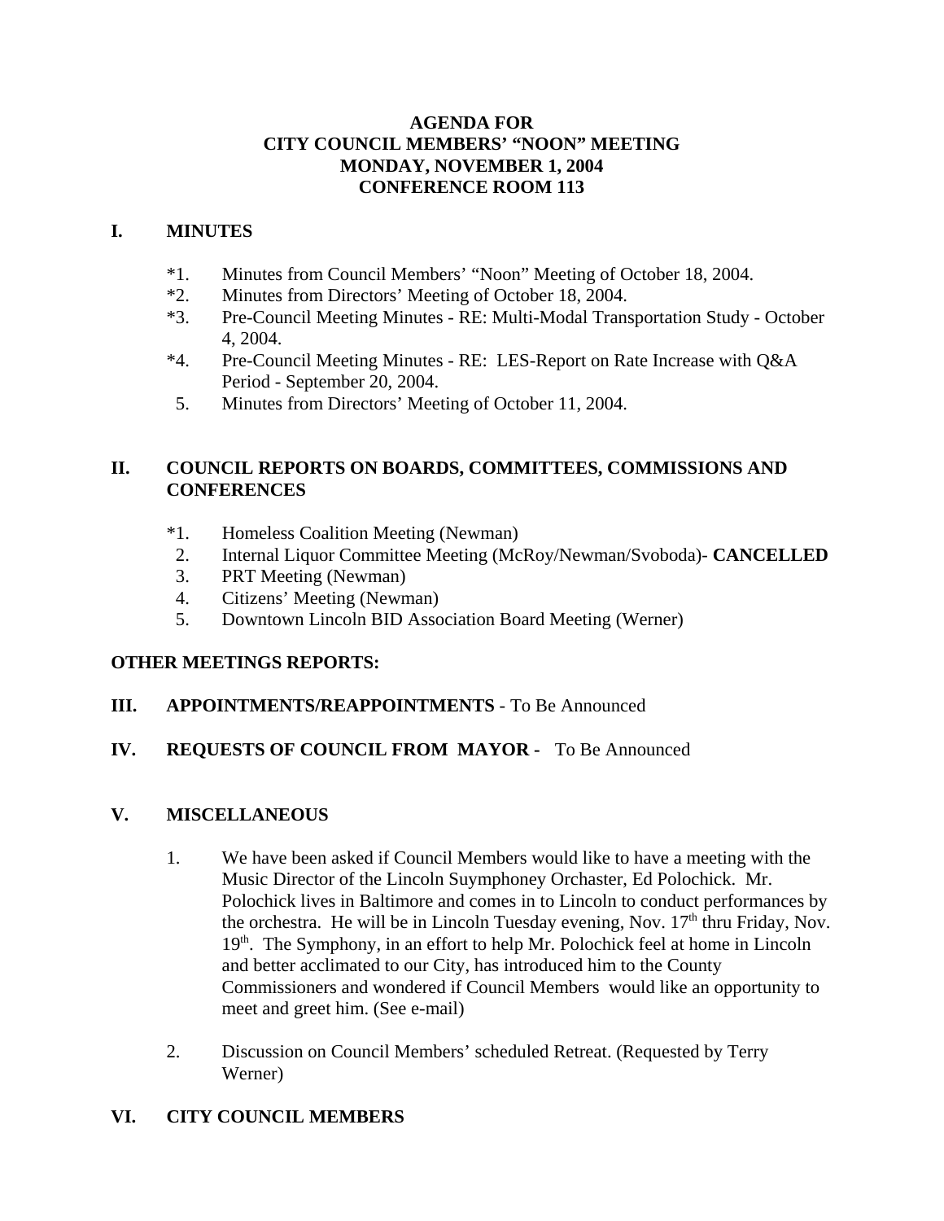**AGENDA FOR**
**CITY COUNCIL MEMBERS' "NOON" MEETING**
**MONDAY, NOVEMBER 1, 2004**
**CONFERENCE ROOM 113**

## I. MINUTES

*1. Minutes from Council Members' "Noon" Meeting of October 18, 2004.
*2. Minutes from Directors' Meeting of October 18, 2004.
*3. Pre-Council Meeting Minutes - RE: Multi-Modal Transportation Study - October 4, 2004.
*4. Pre-Council Meeting Minutes - RE: LES-Report on Rate Increase with Q&A Period - September 20, 2004.
5. Minutes from Directors' Meeting of October 11, 2004.

## II. COUNCIL REPORTS ON BOARDS, COMMITTEES, COMMISSIONS AND CONFERENCES

*1. Homeless Coalition Meeting (Newman)
2. Internal Liquor Committee Meeting (McRoy/Newman/Svoboda)- **CANCELLED**
3. PRT Meeting (Newman)
4. Citizens' Meeting (Newman)
5. Downtown Lincoln BID Association Board Meeting (Werner)

**OTHER MEETINGS REPORTS:**

## III. APPOINTMENTS/REAPPOINTMENTS - To Be Announced

## IV. REQUESTS OF COUNCIL FROM MAYOR - To Be Announced

## V. MISCELLANEOUS

1. We have been asked if Council Members would like to have a meeting with the Music Director of the Lincoln Suymphoney Orchaster, Ed Polochick. Mr. Polochick lives in Baltimore and comes in to Lincoln to conduct performances by the orchestra. He will be in Lincoln Tuesday evening, Nov. 17th thru Friday, Nov. 19th. The Symphony, in an effort to help Mr. Polochick feel at home in Lincoln and better acclimated to our City, has introduced him to the County Commissioners and wondered if Council Members would like an opportunity to meet and greet him. (See e-mail)

2. Discussion on Council Members' scheduled Retreat. (Requested by Terry Werner)

## VI. CITY COUNCIL MEMBERS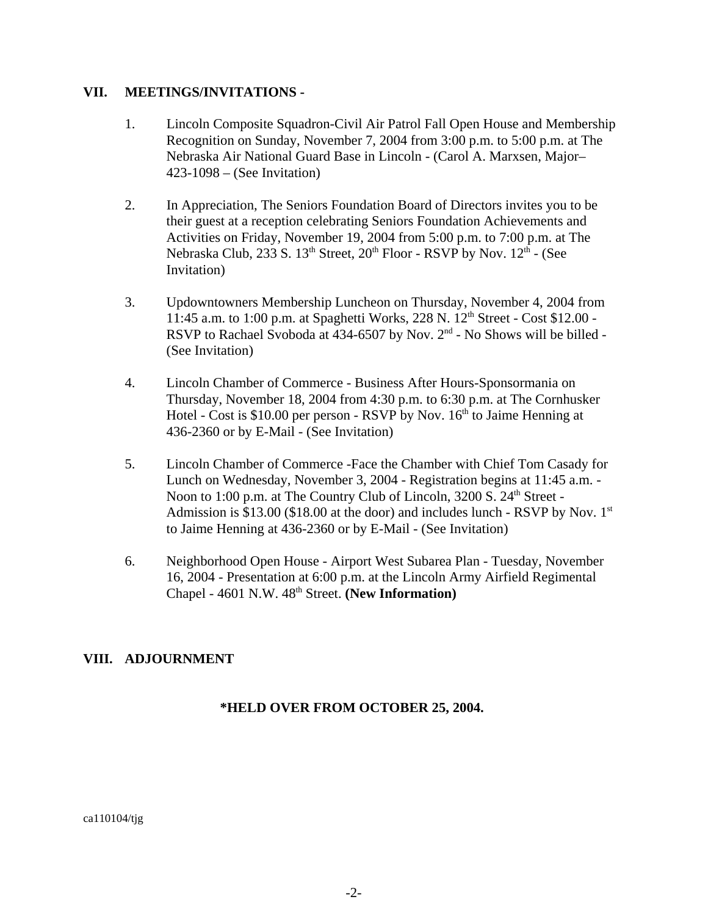## VII. MEETINGS/INVITATIONS -

1. Lincoln Composite Squadron-Civil Air Patrol Fall Open House and Membership Recognition on Sunday, November 7, 2004 from 3:00 p.m. to 5:00 p.m. at The Nebraska Air National Guard Base in Lincoln - (Carol A. Marxsen, Major– 423-1098 – (See Invitation)

2. In Appreciation, The Seniors Foundation Board of Directors invites you to be their guest at a reception celebrating Seniors Foundation Achievements and Activities on Friday, November 19, 2004 from 5:00 p.m. to 7:00 p.m. at The Nebraska Club, 233 S. 13th Street, 20th Floor - RSVP by Nov. 12th - (See Invitation)

3. Updowntowners Membership Luncheon on Thursday, November 4, 2004 from 11:45 a.m. to 1:00 p.m. at Spaghetti Works, 228 N. 12th Street - Cost $12.00 - RSVP to Rachael Svoboda at 434-6507 by Nov. 2nd - No Shows will be billed - (See Invitation)

4. Lincoln Chamber of Commerce - Business After Hours-Sponsormania on Thursday, November 18, 2004 from 4:30 p.m. to 6:30 p.m. at The Cornhusker Hotel - Cost is $10.00 per person - RSVP by Nov. 16th to Jaime Henning at 436-2360 or by E-Mail - (See Invitation)

5. Lincoln Chamber of Commerce -Face the Chamber with Chief Tom Casady for Lunch on Wednesday, November 3, 2004 - Registration begins at 11:45 a.m. - Noon to 1:00 p.m. at The Country Club of Lincoln, 3200 S. 24th Street - Admission is $13.00 ($18.00 at the door) and includes lunch - RSVP by Nov. 1st to Jaime Henning at 436-2360 or by E-Mail - (See Invitation)

6. Neighborhood Open House - Airport West Subarea Plan - Tuesday, November 16, 2004 - Presentation at 6:00 p.m. at the Lincoln Army Airfield Regimental Chapel - 4601 N.W. 48th Street. **(New Information)**

## VIII. ADJOURNMENT

**\*HELD OVER FROM OCTOBER 25, 2004.**

ca110104/tjg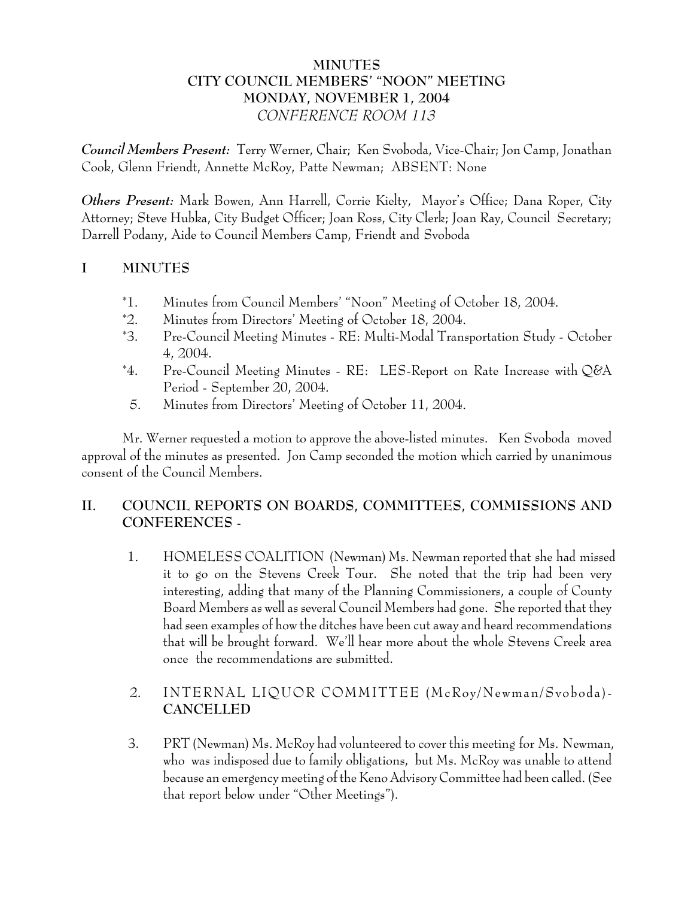# MINUTES
## CITY COUNCIL MEMBERS' "NOON" MEETING
## MONDAY, NOVEMBER 1, 2004
## *CONFERENCE ROOM 113*

***Council Members Present:*** Terry Werner, Chair; Ken Svoboda, Vice-Chair; Jon Camp, Jonathan Cook, Glenn Friendt, Annette McRoy, Patte Newman; ABSENT: None

***Others Present:*** Mark Bowen, Ann Harrell, Corrie Kielty, Mayor's Office; Dana Roper, City Attorney; Steve Hubka, City Budget Officer; Joan Ross, City Clerk; Joan Ray, Council Secretary; Darrell Podany, Aide to Council Members Camp, Friendt and Svoboda

## I MINUTES

*1. Minutes from Council Members' "Noon" Meeting of October 18, 2004.
*2. Minutes from Directors' Meeting of October 18, 2004.
*3. Pre-Council Meeting Minutes - RE: Multi-Modal Transportation Study - October 4, 2004.
*4. Pre-Council Meeting Minutes - RE: LES-Report on Rate Increase with Q&A Period - September 20, 2004.
5. Minutes from Directors' Meeting of October 11, 2004.

Mr. Werner requested a motion to approve the above-listed minutes. Ken Svoboda moved approval of the minutes as presented. Jon Camp seconded the motion which carried by unanimous consent of the Council Members.

## II. COUNCIL REPORTS ON BOARDS, COMMITTEES, COMMISSIONS AND CONFERENCES -

1. HOMELESS COALITION (Newman) Ms. Newman reported that she had missed it to go on the Stevens Creek Tour. She noted that the trip had been very interesting, adding that many of the Planning Commissioners, a couple of County Board Members as well as several Council Members had gone. She reported that they had seen examples of how the ditches have been cut away and heard recommendations that will be brought forward. We'll hear more about the whole Stevens Creek area once the recommendations are submitted.

2. INTERNAL LIQUOR COMMITTEE (McRoy/Newman/Svoboda)- **CANCELLED**

3. PRT (Newman) Ms. McRoy had volunteered to cover this meeting for Ms. Newman, who was indisposed due to family obligations, but Ms. McRoy was unable to attend because an emergency meeting of the Keno Advisory Committee had been called. (See that report below under "Other Meetings").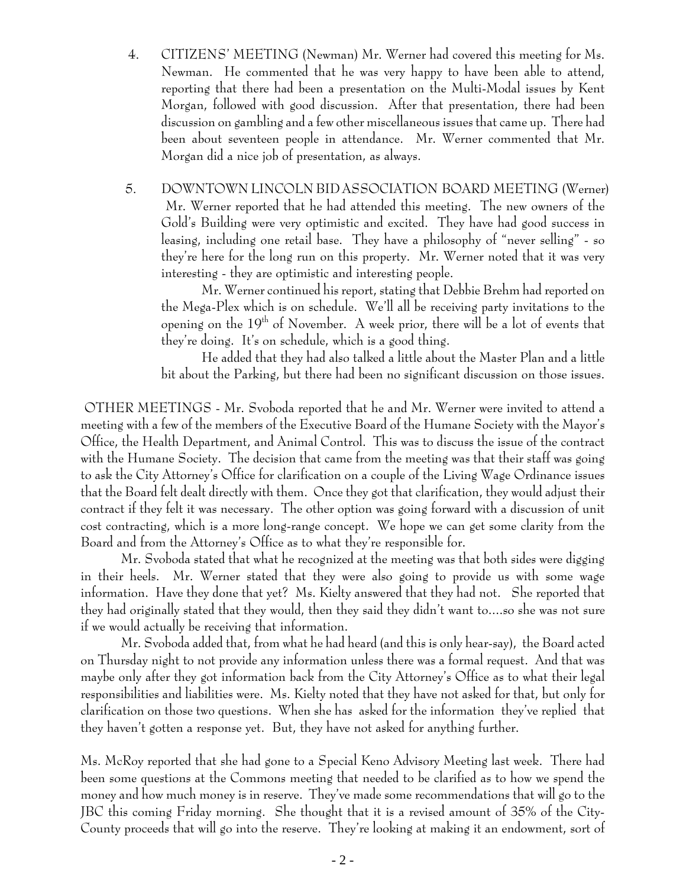4. CITIZENS' MEETING (Newman) Mr. Werner had covered this meeting for Ms. Newman. He commented that he was very happy to have been able to attend, reporting that there had been a presentation on the Multi-Modal issues by Kent Morgan, followed with good discussion. After that presentation, there had been discussion on gambling and a few other miscellaneous issues that came up. There had been about seventeen people in attendance. Mr. Werner commented that Mr. Morgan did a nice job of presentation, as always.

5. DOWNTOWN LINCOLN BID ASSOCIATION BOARD MEETING (Werner) Mr. Werner reported that he had attended this meeting. The new owners of the Gold's Building were very optimistic and excited. They have had good success in leasing, including one retail base. They have a philosophy of "never selling" - so they're here for the long run on this property. Mr. Werner noted that it was very interesting - they are optimistic and interesting people.

Mr. Werner continued his report, stating that Debbie Brehm had reported on the Mega-Plex which is on schedule. We'll all be receiving party invitations to the opening on the 19th of November. A week prior, there will be a lot of events that they're doing. It's on schedule, which is a good thing.

He added that they had also talked a little about the Master Plan and a little bit about the Parking, but there had been no significant discussion on those issues.

OTHER MEETINGS - Mr. Svoboda reported that he and Mr. Werner were invited to attend a meeting with a few of the members of the Executive Board of the Humane Society with the Mayor's Office, the Health Department, and Animal Control. This was to discuss the issue of the contract with the Humane Society. The decision that came from the meeting was that their staff was going to ask the City Attorney's Office for clarification on a couple of the Living Wage Ordinance issues that the Board felt dealt directly with them. Once they got that clarification, they would adjust their contract if they felt it was necessary. The other option was going forward with a discussion of unit cost contracting, which is a more long-range concept. We hope we can get some clarity from the Board and from the Attorney's Office as to what they're responsible for.

Mr. Svoboda stated that what he recognized at the meeting was that both sides were digging in their heels. Mr. Werner stated that they were also going to provide us with some wage information. Have they done that yet? Ms. Kielty answered that they had not. She reported that they had originally stated that they would, then they said they didn't want to....so she was not sure if we would actually be receiving that information.

Mr. Svoboda added that, from what he had heard (and this is only hear-say), the Board acted on Thursday night to not provide any information unless there was a formal request. And that was maybe only after they got information back from the City Attorney's Office as to what their legal responsibilities and liabilities were. Ms. Kielty noted that they have not asked for that, but only for clarification on those two questions. When she has asked for the information they've replied that they haven't gotten a response yet. But, they have not asked for anything further.

Ms. McRoy reported that she had gone to a Special Keno Advisory Meeting last week. There had been some questions at the Commons meeting that needed to be clarified as to how we spend the money and how much money is in reserve. They've made some recommendations that will go to the JBC this coming Friday morning. She thought that it is a revised amount of 35% of the City-County proceeds that will go into the reserve. They're looking at making it an endowment, sort of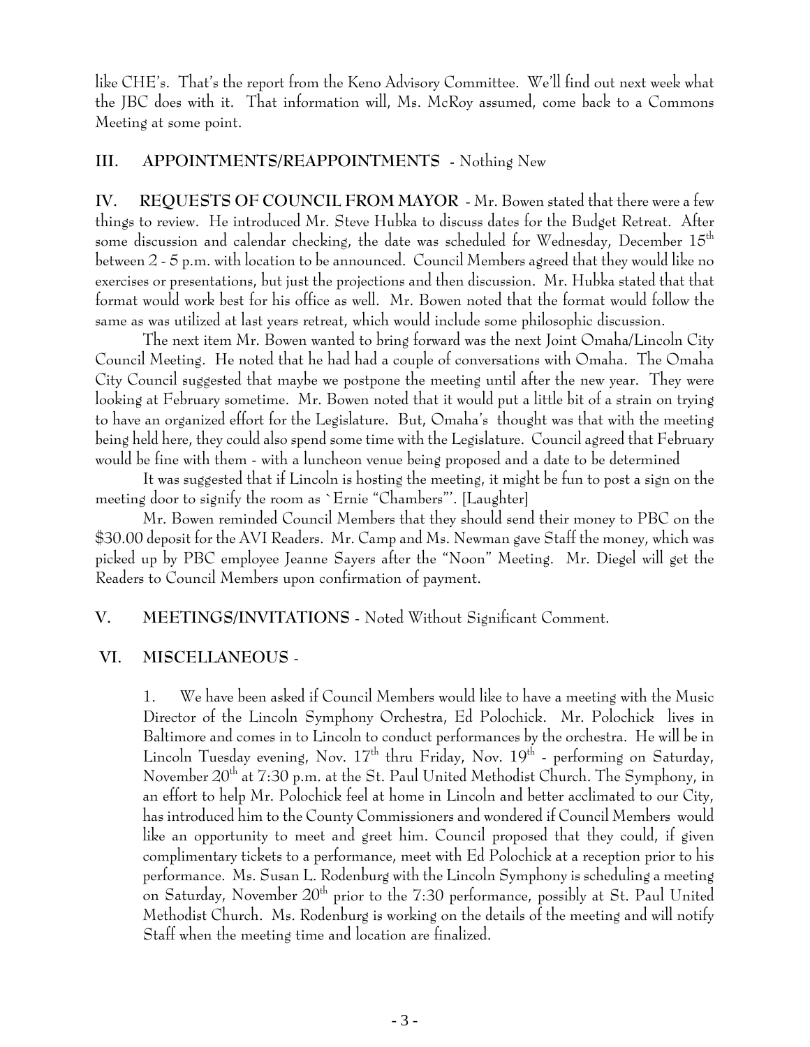like CHE's. That's the report from the Keno Advisory Committee. We'll find out next week what the JBC does with it. That information will, Ms. McRoy assumed, come back to a Commons Meeting at some point.

**III. APPOINTMENTS/REAPPOINTMENTS** - Nothing New

**IV. REQUESTS OF COUNCIL FROM MAYOR** - Mr. Bowen stated that there were a few things to review. He introduced Mr. Steve Hubka to discuss dates for the Budget Retreat. After some discussion and calendar checking, the date was scheduled for Wednesday, December 15th between 2 - 5 p.m. with location to be announced. Council Members agreed that they would like no exercises or presentations, but just the projections and then discussion. Mr. Hubka stated that that format would work best for his office as well. Mr. Bowen noted that the format would follow the same as was utilized at last years retreat, which would include some philosophic discussion.

The next item Mr. Bowen wanted to bring forward was the next Joint Omaha/Lincoln City Council Meeting. He noted that he had had a couple of conversations with Omaha. The Omaha City Council suggested that maybe we postpone the meeting until after the new year. They were looking at February sometime. Mr. Bowen noted that it would put a little bit of a strain on trying to have an organized effort for the Legislature. But, Omaha's thought was that with the meeting being held here, they could also spend some time with the Legislature. Council agreed that February would be fine with them - with a luncheon venue being proposed and a date to be determined

It was suggested that if Lincoln is hosting the meeting, it might be fun to post a sign on the meeting door to signify the room as `Ernie "Chambers"'. [Laughter]

Mr. Bowen reminded Council Members that they should send their money to PBC on the $30.00 deposit for the AVI Readers. Mr. Camp and Ms. Newman gave Staff the money, which was picked up by PBC employee Jeanne Sayers after the "Noon" Meeting. Mr. Diegel will get the Readers to Council Members upon confirmation of payment.

**V. MEETINGS/INVITATIONS** - Noted Without Significant Comment.

**VI. MISCELLANEOUS** -

1. We have been asked if Council Members would like to have a meeting with the Music Director of the Lincoln Symphony Orchestra, Ed Polochick. Mr. Polochick lives in Baltimore and comes in to Lincoln to conduct performances by the orchestra. He will be in Lincoln Tuesday evening, Nov. 17th thru Friday, Nov. 19th - performing on Saturday, November 20th at 7:30 p.m. at the St. Paul United Methodist Church. The Symphony, in an effort to help Mr. Polochick feel at home in Lincoln and better acclimated to our City, has introduced him to the County Commissioners and wondered if Council Members would like an opportunity to meet and greet him. Council proposed that they could, if given complimentary tickets to a performance, meet with Ed Polochick at a reception prior to his performance. Ms. Susan L. Rodenburg with the Lincoln Symphony is scheduling a meeting on Saturday, November 20th prior to the 7:30 performance, possibly at St. Paul United Methodist Church. Ms. Rodenburg is working on the details of the meeting and will notify Staff when the meeting time and location are finalized.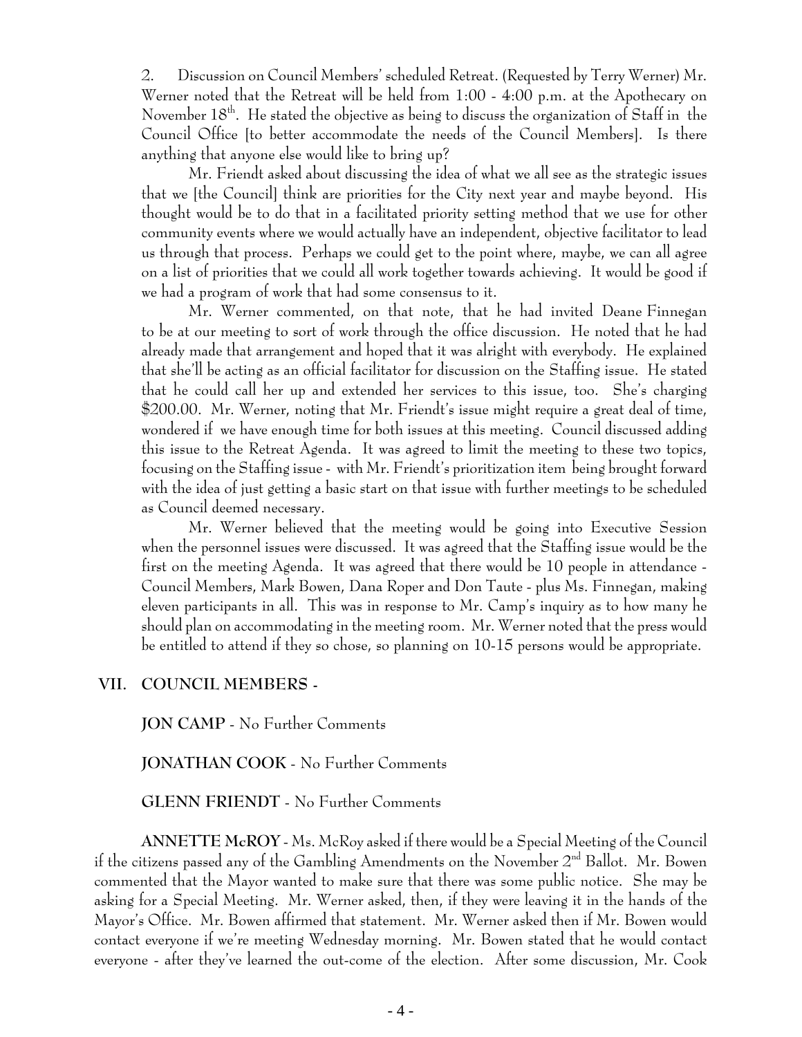2. Discussion on Council Members' scheduled Retreat. (Requested by Terry Werner) Mr. Werner noted that the Retreat will be held from 1:00 - 4:00 p.m. at the Apothecary on November 18th. He stated the objective as being to discuss the organization of Staff in the Council Office [to better accommodate the needs of the Council Members]. Is there anything that anyone else would like to bring up?

Mr. Friendt asked about discussing the idea of what we all see as the strategic issues that we [the Council] think are priorities for the City next year and maybe beyond. His thought would be to do that in a facilitated priority setting method that we use for other community events where we would actually have an independent, objective facilitator to lead us through that process. Perhaps we could get to the point where, maybe, we can all agree on a list of priorities that we could all work together towards achieving. It would be good if we had a program of work that had some consensus to it.

Mr. Werner commented, on that note, that he had invited Deane Finnegan to be at our meeting to sort of work through the office discussion. He noted that he had already made that arrangement and hoped that it was alright with everybody. He explained that she'll be acting as an official facilitator for discussion on the Staffing issue. He stated that he could call her up and extended her services to this issue, too. She's charging $200.00. Mr. Werner, noting that Mr. Friendt's issue might require a great deal of time, wondered if we have enough time for both issues at this meeting. Council discussed adding this issue to the Retreat Agenda. It was agreed to limit the meeting to these two topics, focusing on the Staffing issue - with Mr. Friendt's prioritization item being brought forward with the idea of just getting a basic start on that issue with further meetings to be scheduled as Council deemed necessary.

Mr. Werner believed that the meeting would be going into Executive Session when the personnel issues were discussed. It was agreed that the Staffing issue would be the first on the meeting Agenda. It was agreed that there would be 10 people in attendance - Council Members, Mark Bowen, Dana Roper and Don Taute - plus Ms. Finnegan, making eleven participants in all. This was in response to Mr. Camp's inquiry as to how many he should plan on accommodating in the meeting room. Mr. Werner noted that the press would be entitled to attend if they so chose, so planning on 10-15 persons would be appropriate.

## VII. COUNCIL MEMBERS -

**JON CAMP** - No Further Comments

**JONATHAN COOK** - No Further Comments

**GLENN FRIENDT** - No Further Comments

**ANNETTE McROY** - Ms. McRoy asked if there would be a Special Meeting of the Council if the citizens passed any of the Gambling Amendments on the November 2nd Ballot. Mr. Bowen commented that the Mayor wanted to make sure that there was some public notice. She may be asking for a Special Meeting. Mr. Werner asked, then, if they were leaving it in the hands of the Mayor's Office. Mr. Bowen affirmed that statement. Mr. Werner asked then if Mr. Bowen would contact everyone if we're meeting Wednesday morning. Mr. Bowen stated that he would contact everyone - after they've learned the out-come of the election. After some discussion, Mr. Cook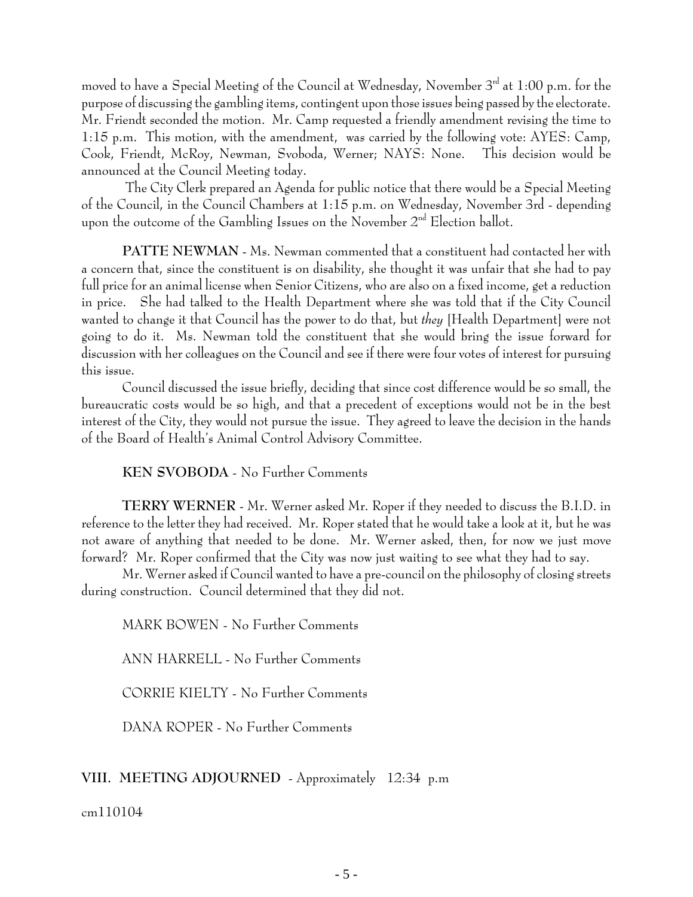moved to have a Special Meeting of the Council at Wednesday, November 3rd at 1:00 p.m. for the purpose of discussing the gambling items, contingent upon those issues being passed by the electorate. Mr. Friendt seconded the motion. Mr. Camp requested a friendly amendment revising the time to 1:15 p.m. This motion, with the amendment, was carried by the following vote: AYES: Camp, Cook, Friendt, McRoy, Newman, Svoboda, Werner; NAYS: None. This decision would be announced at the Council Meeting today.

The City Clerk prepared an Agenda for public notice that there would be a Special Meeting of the Council, in the Council Chambers at 1:15 p.m. on Wednesday, November 3rd - depending upon the outcome of the Gambling Issues on the November 2nd Election ballot.

**PATTE NEWMAN** - Ms. Newman commented that a constituent had contacted her with a concern that, since the constituent is on disability, she thought it was unfair that she had to pay full price for an animal license when Senior Citizens, who are also on a fixed income, get a reduction in price. She had talked to the Health Department where she was told that if the City Council wanted to change it that Council has the power to do that, but *they* [Health Department] were not going to do it. Ms. Newman told the constituent that she would bring the issue forward for discussion with her colleagues on the Council and see if there were four votes of interest for pursuing this issue.

Council discussed the issue briefly, deciding that since cost difference would be so small, the bureaucratic costs would be so high, and that a precedent of exceptions would not be in the best interest of the City, they would not pursue the issue. They agreed to leave the decision in the hands of the Board of Health's Animal Control Advisory Committee.

**KEN SVOBODA** - No Further Comments

**TERRY WERNER** - Mr. Werner asked Mr. Roper if they needed to discuss the B.I.D. in reference to the letter they had received. Mr. Roper stated that he would take a look at it, but he was not aware of anything that needed to be done. Mr. Werner asked, then, for now we just move forward? Mr. Roper confirmed that the City was now just waiting to see what they had to say.

Mr. Werner asked if Council wanted to have a pre-council on the philosophy of closing streets during construction. Council determined that they did not.

MARK BOWEN - No Further Comments

ANN HARRELL - No Further Comments

CORRIE KIELTY - No Further Comments

DANA ROPER - No Further Comments

## VIII. MEETING ADJOURNED - Approximately 12:34 p.m

cm110104